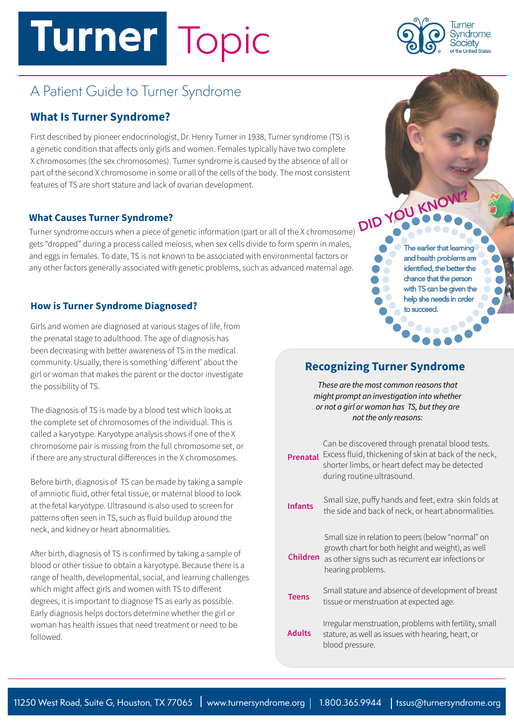# Turner Topic

## A Patient Guide to Turner Syndrome

### What Is Turner Syndrome?

First described by pioneer endocrinologist, Dr. Henry Turner in 1938, Turner syndrome (TS) is a genetic condition that affects only girls and women. Females typically have two complete X chromosomes (the sex chromosomes). Turner syndrome is caused by the absence of all or part of the second X chromosome in some or all of the cells of the body. The most consistent features of TS are short stature and lack of ovarian development.

### What Causes Turner Syndrome?

Turner syndrome occurs when a piece of genetic information (part or all of the X chromosome) gets "dropped" during a process called meiosis, when sex cells divide to form sperm in males, and eggs in females. To date, TS is not known to be associated with environmental factors or any other factors generally associated with genetic problems, such as advanced maternal age.

**DID YOU KNOW?**

The earlier that learning and health problems are identified, the better the chance that the person with TS can be given the help she needs in order to succeed.

### How is Turner Syndrome Diagnosed?

Girls and women are diagnosed at various stages of life, from the prenatal stage to adulthood. The age of diagnosis has been decreasing with better awareness of TS in the medical community. Usually, there is something 'different' about the girl or woman that makes the parent or the doctor investigate the possibility of TS.

The diagnosis of TS is made by a blood test which looks at the complete set of chromosomes of the individual. This is called a karyotype. Karyotype analysis shows if one of the X chromosome pair is missing from the full chromosome set, or if there are any structural differences in the X chromosomes.

Before birth, diagnosis of TS can be made by taking a sample of amniotic fluid, other fetal tissue, or maternal blood to look at the fetal karyotype. Ultrasound is also used to screen for patterns often seen in TS, such as fluid buildup around the neck, and kidney or heart abnormalities.

After birth, diagnosis of TS is confirmed by taking a sample of blood or other tissue to obtain a karyotype. Because there is a range of health, developmental, social, and learning challenges which might affect girls and women with TS to different degrees, it is important to diagnose TS as early as possible. Early diagnosis helps doctors determine whether the girl or woman has health issues that need treatment or need to be followed.

### Recognizing Turner Syndrome

*These are the most common reasons that might prompt an investigation into whether or not a girl or woman has TS, but they are not the only reasons:*

| | |
|---|---|
| **Prenatal** | Can be discovered through prenatal blood tests. Excess fluid, thickening of skin at back of the neck, shorter limbs, or heart defect may be detected during routine ultrasound. |
| **Infants** | Small size, puffy hands and feet, extra skin folds at the side and back of neck, or heart abnormalities. |
| **Children** | Small size in relation to peers (below "normal" on growth chart for both height and weight), as well as other signs such as recurrent ear infections or hearing problems. |
| **Teens** | Small stature and absence of development of breast tissue or menstruation at expected age. |
| **Adults** | Irregular menstruation, problems with fertility, small stature, as well as issues with hearing, heart, or blood pressure. |

11250 West Road, Suite G, Houston, TX 77065 | www.turnersyndrome.org | 1.800.365.9944 | tssus@turnersyndrome.org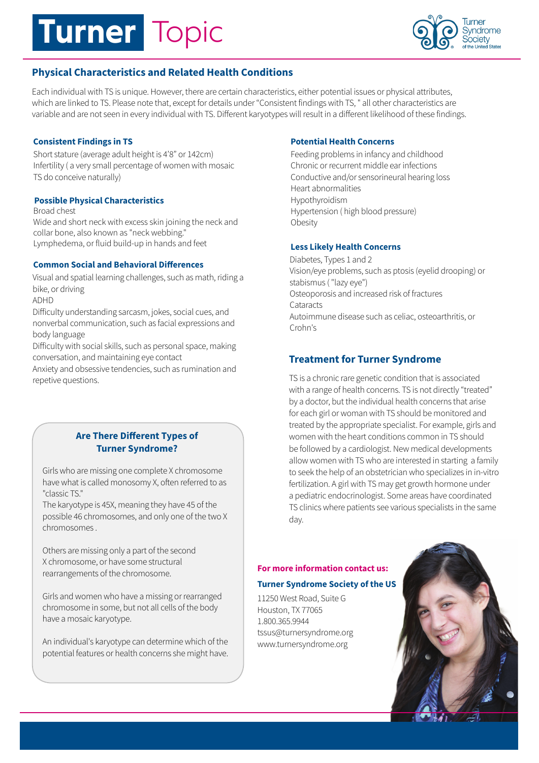# Turner Topic

## Physical Characteristics and Related Health Conditions

Each individual with TS is unique. However, there are certain characteristics, either potential issues or physical attributes, which are linked to TS. Please note that, except for details under "Consistent findings with TS, " all other characteristics are variable and are not seen in every individual with TS. Different karyotypes will result in a different likelihood of these findings.

### Consistent Findings in TS

Short stature (average adult height is 4'8" or 142cm)
Infertility ( a very small percentage of women with mosaic TS do conceive naturally)

### Possible Physical Characteristics

Broad chest
Wide and short neck with excess skin joining the neck and collar bone, also known as "neck webbing."
Lymphedema, or fluid build-up in hands and feet

### Common Social and Behavioral Differences

Visual and spatial learning challenges, such as math, riding a bike, or driving
ADHD
Difficulty understanding sarcasm, jokes, social cues, and nonverbal communication, such as facial expressions and body language
Difficulty with social skills, such as personal space, making conversation, and maintaining eye contact
Anxiety and obsessive tendencies, such as rumination and repetive questions.

### Are There Different Types of Turner Syndrome?

Girls who are missing one complete X chromosome have what is called monosomy X, often referred to as "classic TS."
The karyotype is 45X, meaning they have 45 of the possible 46 chromosomes, and only one of the two X chromosomes .

Others are missing only a part of the second X chromosome, or have some structural rearrangements of the chromosome.

Girls and women who have a missing or rearranged chromosome in some, but not all cells of the body have a mosaic karyotype.

An individual's karyotype can determine which of the potential features or health concerns she might have.

### Potential Health Concerns

Feeding problems in infancy and childhood
Chronic or recurrent middle ear infections
Conductive and/or sensorineural hearing loss
Heart abnormalities
Hypothyroidism
Hypertension ( high blood pressure)
Obesity

### Less Likely Health Concerns

Diabetes, Types 1 and 2
Vision/eye problems, such as ptosis (eyelid drooping) or stabismus ( "lazy eye")
Osteoporosis and increased risk of fractures
Cataracts
Autoimmune disease such as celiac, osteoarthritis, or Crohn's

## Treatment for Turner Syndrome

TS is a chronic rare genetic condition that is associated with a range of health concerns. TS is not directly "treated" by a doctor, but the individual health concerns that arise for each girl or woman with TS should be monitored and treated by the appropriate specialist. For example, girls and women with the heart conditions common in TS should be followed by a cardiologist. New medical developments allow women with TS who are interested in starting a family to seek the help of an obstetrician who specializes in in-vitro fertilization. A girl with TS may get growth hormone under a pediatric endocrinologist. Some areas have coordinated TS clinics where patients see various specialists in the same day.

**For more information contact us:**

**Turner Syndrome Society of the US**

11250 West Road, Suite G
Houston, TX 77065
1.800.365.9944
tssus@turnersyndrome.org
www.turnersyndrome.org